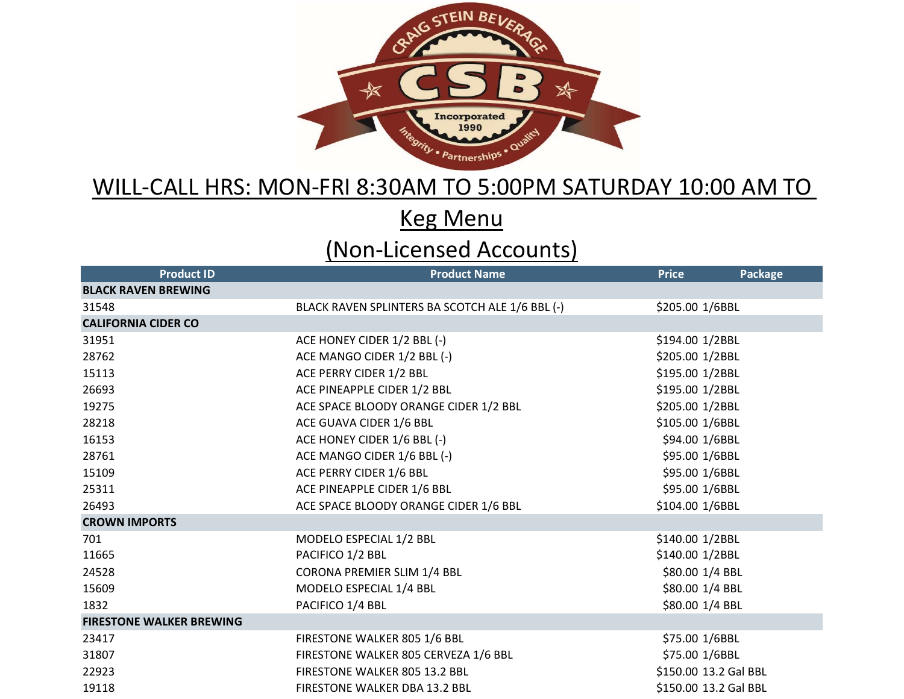CRAIG STEIN BEVERAGE

CSB

Incorporated 1990

Integrity • Partnerships • Quality

## WILL-CALL HRS: MON-FRI 8:30AM TO 5:00PM SATURDAY 10:00 AM TO

## Keg Menu

## (Non-Licensed Accounts)

| Product ID | Product Name | Price | Package |
|---|---|---|---|
| **BLACK RAVEN BREWING** | | | |
| 31548 | BLACK RAVEN SPLINTERS BA SCOTCH ALE 1/6 BBL (-) | $205.00 | 1/6BBL |
| **CALIFORNIA CIDER CO** | | | |
| 31951 | ACE HONEY CIDER 1/2 BBL (-) | $194.00 | 1/2BBL |
| 28762 | ACE MANGO CIDER 1/2 BBL (-) | $205.00 | 1/2BBL |
| 15113 | ACE PERRY CIDER 1/2 BBL | $195.00 | 1/2BBL |
| 26693 | ACE PINEAPPLE CIDER 1/2 BBL | $195.00 | 1/2BBL |
| 19275 | ACE SPACE BLOODY ORANGE CIDER 1/2 BBL | $205.00 | 1/2BBL |
| 28218 | ACE GUAVA CIDER 1/6 BBL | $105.00 | 1/6BBL |
| 16153 | ACE HONEY CIDER 1/6 BBL (-) | $94.00 | 1/6BBL |
| 28761 | ACE MANGO CIDER 1/6 BBL (-) | $95.00 | 1/6BBL |
| 15109 | ACE PERRY CIDER 1/6 BBL | $95.00 | 1/6BBL |
| 25311 | ACE PINEAPPLE CIDER 1/6 BBL | $95.00 | 1/6BBL |
| 26493 | ACE SPACE BLOODY ORANGE CIDER 1/6 BBL | $104.00 | 1/6BBL |
| **CROWN IMPORTS** | | | |
| 701 | MODELO ESPECIAL 1/2 BBL | $140.00 | 1/2BBL |
| 11665 | PACIFICO 1/2 BBL | $140.00 | 1/2BBL |
| 24528 | CORONA PREMIER SLIM 1/4 BBL | $80.00 | 1/4 BBL |
| 15609 | MODELO ESPECIAL 1/4 BBL | $80.00 | 1/4 BBL |
| 1832 | PACIFICO 1/4 BBL | $80.00 | 1/4 BBL |
| **FIRESTONE WALKER BREWING** | | | |
| 23417 | FIRESTONE WALKER 805 1/6 BBL | $75.00 | 1/6BBL |
| 31807 | FIRESTONE WALKER 805 CERVEZA 1/6 BBL | $75.00 | 1/6BBL |
| 22923 | FIRESTONE WALKER 805 13.2 BBL | $150.00 | 13.2 Gal BBL |
| 19118 | FIRESTONE WALKER DBA 13.2 BBL | $150.00 | 13.2 Gal BBL |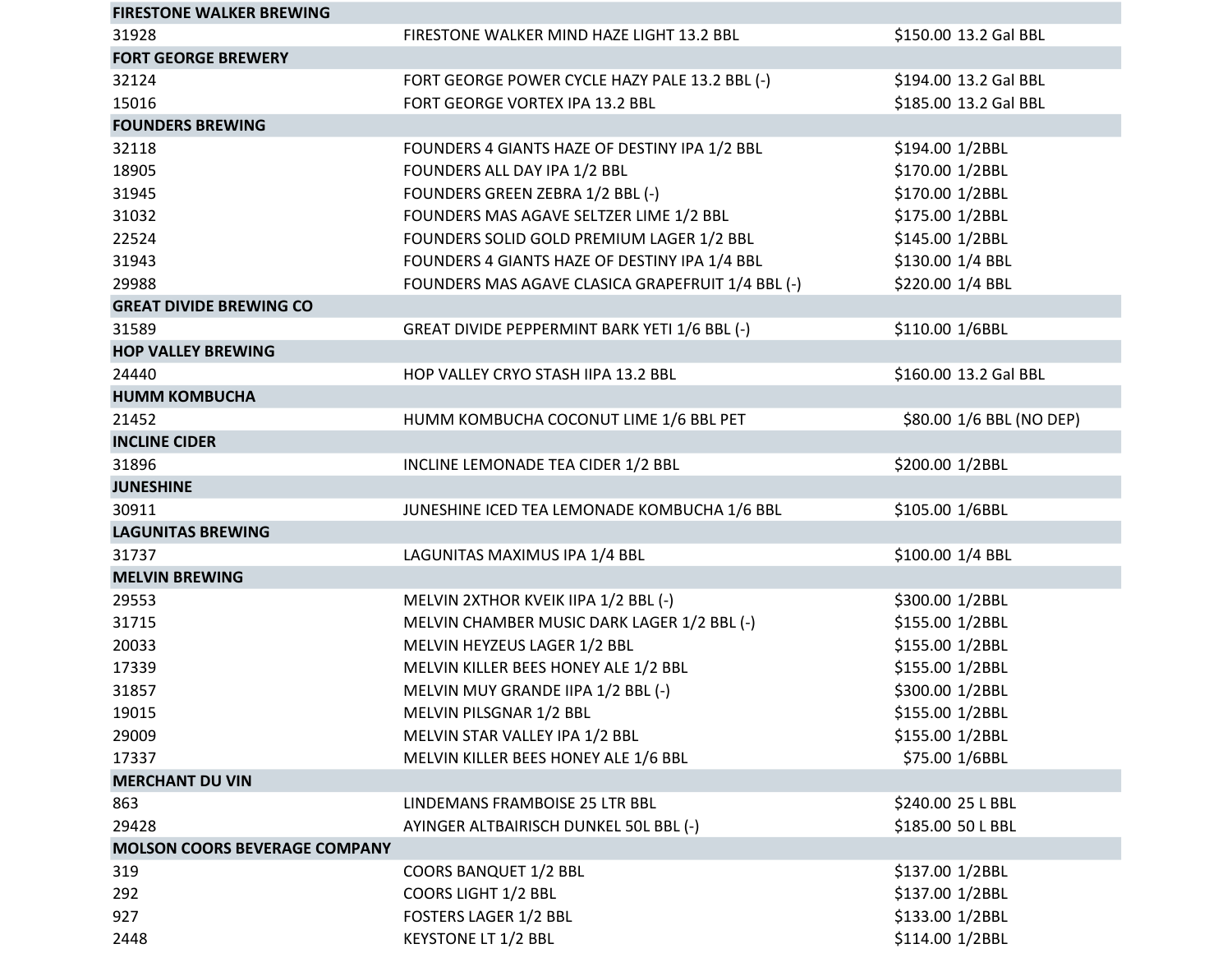| | | |
|---|---|---|
| **FIRESTONE WALKER BREWING** | | |
| 31928 | FIRESTONE WALKER MIND HAZE LIGHT 13.2 BBL | $150.00 13.2 Gal BBL |
| **FORT GEORGE BREWERY** | | |
| 32124 | FORT GEORGE POWER CYCLE HAZY PALE 13.2 BBL (-) | $194.00 13.2 Gal BBL |
| 15016 | FORT GEORGE VORTEX IPA 13.2 BBL | $185.00 13.2 Gal BBL |
| **FOUNDERS BREWING** | | |
| 32118 | FOUNDERS 4 GIANTS HAZE OF DESTINY IPA 1/2 BBL | $194.00 1/2BBL |
| 18905 | FOUNDERS ALL DAY IPA 1/2 BBL | $170.00 1/2BBL |
| 31945 | FOUNDERS GREEN ZEBRA 1/2 BBL (-) | $170.00 1/2BBL |
| 31032 | FOUNDERS MAS AGAVE SELTZER LIME 1/2 BBL | $175.00 1/2BBL |
| 22524 | FOUNDERS SOLID GOLD PREMIUM LAGER 1/2 BBL | $145.00 1/2BBL |
| 31943 | FOUNDERS 4 GIANTS HAZE OF DESTINY IPA 1/4 BBL | $130.00 1/4 BBL |
| 29988 | FOUNDERS MAS AGAVE CLASICA GRAPEFRUIT 1/4 BBL (-) | $220.00 1/4 BBL |
| **GREAT DIVIDE BREWING CO** | | |
| 31589 | GREAT DIVIDE PEPPERMINT BARK YETI 1/6 BBL (-) | $110.00 1/6BBL |
| **HOP VALLEY BREWING** | | |
| 24440 | HOP VALLEY CRYO STASH IIPA 13.2 BBL | $160.00 13.2 Gal BBL |
| **HUMM KOMBUCHA** | | |
| 21452 | HUMM KOMBUCHA COCONUT LIME 1/6 BBL PET | $80.00 1/6 BBL (NO DEP) |
| **INCLINE CIDER** | | |
| 31896 | INCLINE LEMONADE TEA CIDER 1/2 BBL | $200.00 1/2BBL |
| **JUNESHINE** | | |
| 30911 | JUNESHINE ICED TEA LEMONADE KOMBUCHA 1/6 BBL | $105.00 1/6BBL |
| **LAGUNITAS BREWING** | | |
| 31737 | LAGUNITAS MAXIMUS IPA 1/4 BBL | $100.00 1/4 BBL |
| **MELVIN BREWING** | | |
| 29553 | MELVIN 2XTHOR KVEIK IIPA 1/2 BBL (-) | $300.00 1/2BBL |
| 31715 | MELVIN CHAMBER MUSIC DARK LAGER 1/2 BBL (-) | $155.00 1/2BBL |
| 20033 | MELVIN HEYZEUS LAGER 1/2 BBL | $155.00 1/2BBL |
| 17339 | MELVIN KILLER BEES HONEY ALE 1/2 BBL | $155.00 1/2BBL |
| 31857 | MELVIN MUY GRANDE IIPA 1/2 BBL (-) | $300.00 1/2BBL |
| 19015 | MELVIN PILSGNAR 1/2 BBL | $155.00 1/2BBL |
| 29009 | MELVIN STAR VALLEY IPA 1/2 BBL | $155.00 1/2BBL |
| 17337 | MELVIN KILLER BEES HONEY ALE 1/6 BBL | $75.00 1/6BBL |
| **MERCHANT DU VIN** | | |
| 863 | LINDEMANS FRAMBOISE 25 LTR BBL | $240.00 25 L BBL |
| 29428 | AYINGER ALTBAIRISCH DUNKEL 50L BBL (-) | $185.00 50 L BBL |
| **MOLSON COORS BEVERAGE COMPANY** | | |
| 319 | COORS BANQUET 1/2 BBL | $137.00 1/2BBL |
| 292 | COORS LIGHT 1/2 BBL | $137.00 1/2BBL |
| 927 | FOSTERS LAGER 1/2 BBL | $133.00 1/2BBL |
| 2448 | KEYSTONE LT 1/2 BBL | $114.00 1/2BBL |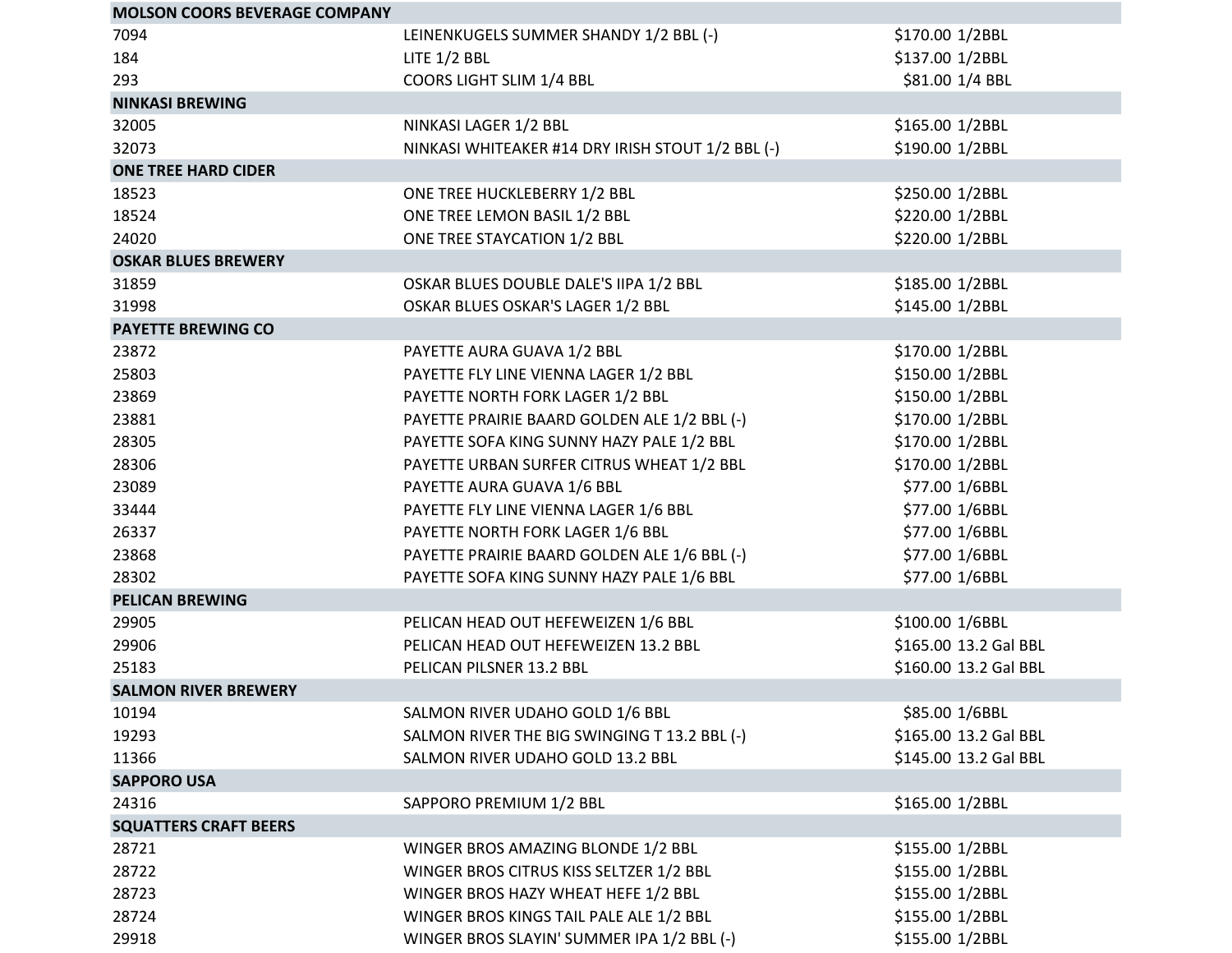| | | |
|---|---|---|
| **MOLSON COORS BEVERAGE COMPANY** | | |
| 7094 | LEINENKUGELS SUMMER SHANDY 1/2 BBL (-) | $170.00 1/2BBL |
| 184 | LITE 1/2 BBL | $137.00 1/2BBL |
| 293 | COORS LIGHT SLIM 1/4 BBL | $81.00 1/4 BBL |
| **NINKASI BREWING** | | |
| 32005 | NINKASI LAGER 1/2 BBL | $165.00 1/2BBL |
| 32073 | NINKASI WHITEAKER #14 DRY IRISH STOUT 1/2 BBL (-) | $190.00 1/2BBL |
| **ONE TREE HARD CIDER** | | |
| 18523 | ONE TREE HUCKLEBERRY 1/2 BBL | $250.00 1/2BBL |
| 18524 | ONE TREE LEMON BASIL 1/2 BBL | $220.00 1/2BBL |
| 24020 | ONE TREE STAYCATION 1/2 BBL | $220.00 1/2BBL |
| **OSKAR BLUES BREWERY** | | |
| 31859 | OSKAR BLUES DOUBLE DALE'S IIPA 1/2 BBL | $185.00 1/2BBL |
| 31998 | OSKAR BLUES OSKAR'S LAGER 1/2 BBL | $145.00 1/2BBL |
| **PAYETTE BREWING CO** | | |
| 23872 | PAYETTE AURA GUAVA 1/2 BBL | $170.00 1/2BBL |
| 25803 | PAYETTE FLY LINE VIENNA LAGER 1/2 BBL | $150.00 1/2BBL |
| 23869 | PAYETTE NORTH FORK LAGER 1/2 BBL | $150.00 1/2BBL |
| 23881 | PAYETTE PRAIRIE BAARD GOLDEN ALE 1/2 BBL (-) | $170.00 1/2BBL |
| 28305 | PAYETTE SOFA KING SUNNY HAZY PALE 1/2 BBL | $170.00 1/2BBL |
| 28306 | PAYETTE URBAN SURFER CITRUS WHEAT 1/2 BBL | $170.00 1/2BBL |
| 23089 | PAYETTE AURA GUAVA 1/6 BBL | $77.00 1/6BBL |
| 33444 | PAYETTE FLY LINE VIENNA LAGER 1/6 BBL | $77.00 1/6BBL |
| 26337 | PAYETTE NORTH FORK LAGER 1/6 BBL | $77.00 1/6BBL |
| 23868 | PAYETTE PRAIRIE BAARD GOLDEN ALE 1/6 BBL (-) | $77.00 1/6BBL |
| 28302 | PAYETTE SOFA KING SUNNY HAZY PALE 1/6 BBL | $77.00 1/6BBL |
| **PELICAN BREWING** | | |
| 29905 | PELICAN HEAD OUT HEFEWEIZEN 1/6 BBL | $100.00 1/6BBL |
| 29906 | PELICAN HEAD OUT HEFEWEIZEN 13.2 BBL | $165.00 13.2 Gal BBL |
| 25183 | PELICAN PILSNER 13.2 BBL | $160.00 13.2 Gal BBL |
| **SALMON RIVER BREWERY** | | |
| 10194 | SALMON RIVER UDAHO GOLD 1/6 BBL | $85.00 1/6BBL |
| 19293 | SALMON RIVER THE BIG SWINGING T 13.2 BBL (-) | $165.00 13.2 Gal BBL |
| 11366 | SALMON RIVER UDAHO GOLD 13.2 BBL | $145.00 13.2 Gal BBL |
| **SAPPORO USA** | | |
| 24316 | SAPPORO PREMIUM 1/2 BBL | $165.00 1/2BBL |
| **SQUATTERS CRAFT BEERS** | | |
| 28721 | WINGER BROS AMAZING BLONDE 1/2 BBL | $155.00 1/2BBL |
| 28722 | WINGER BROS CITRUS KISS SELTZER 1/2 BBL | $155.00 1/2BBL |
| 28723 | WINGER BROS HAZY WHEAT HEFE 1/2 BBL | $155.00 1/2BBL |
| 28724 | WINGER BROS KINGS TAIL PALE ALE 1/2 BBL | $155.00 1/2BBL |
| 29918 | WINGER BROS SLAYIN' SUMMER IPA 1/2 BBL (-) | $155.00 1/2BBL |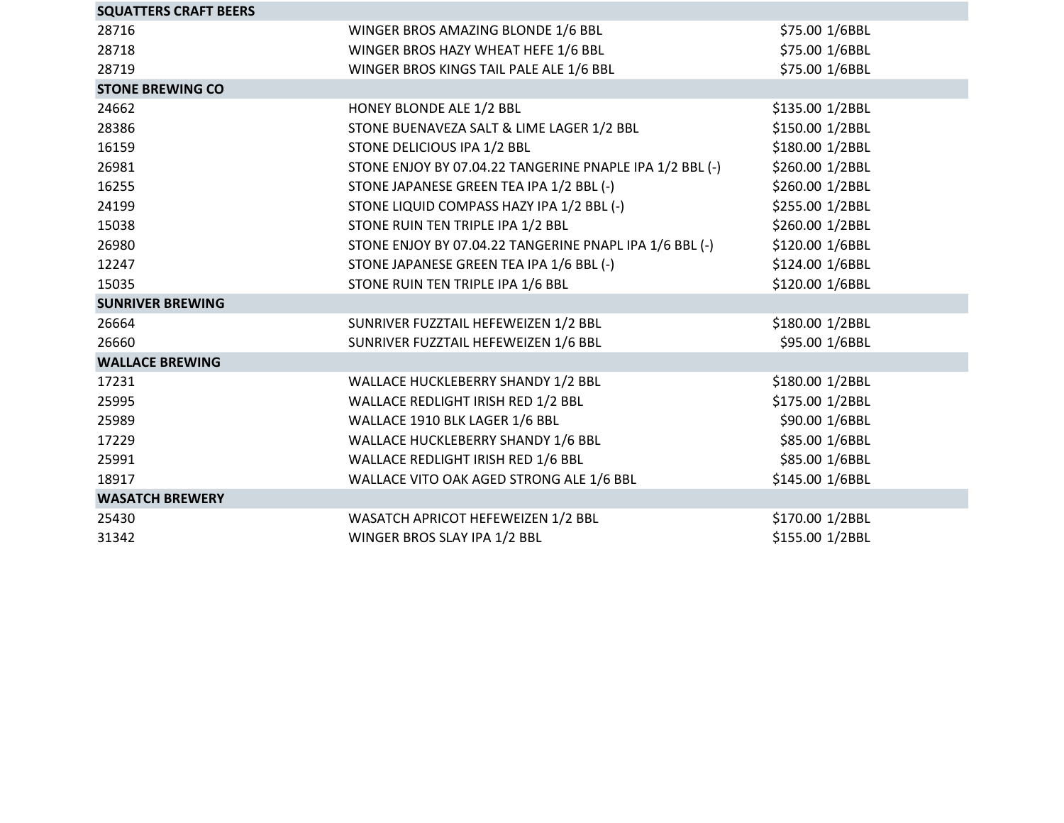| | | |
|---|---|---|
| **SQUATTERS CRAFT BEERS** | | |
| 28716 | WINGER BROS AMAZING BLONDE 1/6 BBL | $75.00 1/6BBL |
| 28718 | WINGER BROS HAZY WHEAT HEFE 1/6 BBL | $75.00 1/6BBL |
| 28719 | WINGER BROS KINGS TAIL PALE ALE 1/6 BBL | $75.00 1/6BBL |
| **STONE BREWING CO** | | |
| 24662 | HONEY BLONDE ALE 1/2 BBL | $135.00 1/2BBL |
| 28386 | STONE BUENAVEZA SALT & LIME LAGER 1/2 BBL | $150.00 1/2BBL |
| 16159 | STONE DELICIOUS IPA 1/2 BBL | $180.00 1/2BBL |
| 26981 | STONE ENJOY BY 07.04.22 TANGERINE PNAPLE IPA 1/2 BBL (-) | $260.00 1/2BBL |
| 16255 | STONE JAPANESE GREEN TEA IPA 1/2 BBL (-) | $260.00 1/2BBL |
| 24199 | STONE LIQUID COMPASS HAZY IPA 1/2 BBL (-) | $255.00 1/2BBL |
| 15038 | STONE RUIN TEN TRIPLE IPA 1/2 BBL | $260.00 1/2BBL |
| 26980 | STONE ENJOY BY 07.04.22 TANGERINE PNAPL IPA 1/6 BBL (-) | $120.00 1/6BBL |
| 12247 | STONE JAPANESE GREEN TEA IPA 1/6 BBL (-) | $124.00 1/6BBL |
| 15035 | STONE RUIN TEN TRIPLE IPA 1/6 BBL | $120.00 1/6BBL |
| **SUNRIVER BREWING** | | |
| 26664 | SUNRIVER FUZZTAIL HEFEWEIZEN 1/2 BBL | $180.00 1/2BBL |
| 26660 | SUNRIVER FUZZTAIL HEFEWEIZEN 1/6 BBL | $95.00 1/6BBL |
| **WALLACE BREWING** | | |
| 17231 | WALLACE HUCKLEBERRY SHANDY 1/2 BBL | $180.00 1/2BBL |
| 25995 | WALLACE REDLIGHT IRISH RED 1/2 BBL | $175.00 1/2BBL |
| 25989 | WALLACE 1910 BLK LAGER 1/6 BBL | $90.00 1/6BBL |
| 17229 | WALLACE HUCKLEBERRY SHANDY 1/6 BBL | $85.00 1/6BBL |
| 25991 | WALLACE REDLIGHT IRISH RED 1/6 BBL | $85.00 1/6BBL |
| 18917 | WALLACE VITO OAK AGED STRONG ALE 1/6 BBL | $145.00 1/6BBL |
| **WASATCH BREWERY** | | |
| 25430 | WASATCH APRICOT HEFEWEIZEN 1/2 BBL | $170.00 1/2BBL |
| 31342 | WINGER BROS SLAY IPA 1/2 BBL | $155.00 1/2BBL |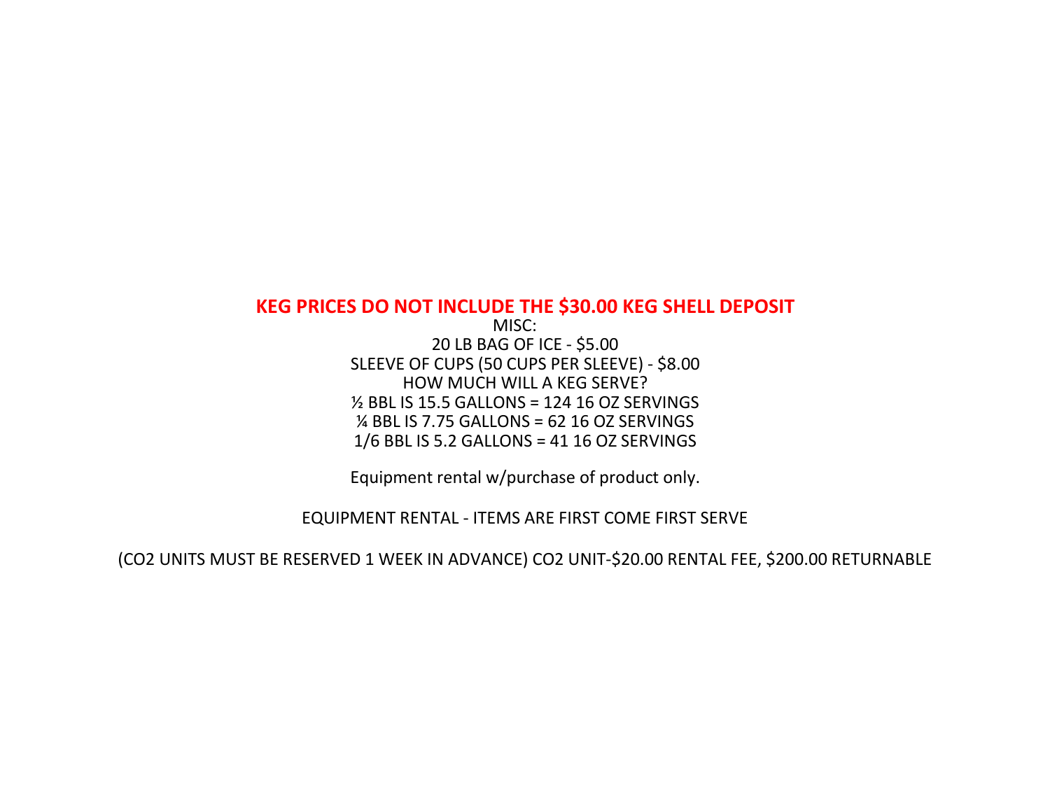**KEG PRICES DO NOT INCLUDE THE $30.00 KEG SHELL DEPOSIT**

MISC:

20 LB BAG OF ICE - $5.00

SLEEVE OF CUPS (50 CUPS PER SLEEVE) - $8.00

HOW MUCH WILL A KEG SERVE?

½ BBL IS 15.5 GALLONS = 124 16 OZ SERVINGS

¼ BBL IS 7.75 GALLONS = 62 16 OZ SERVINGS

1/6 BBL IS 5.2 GALLONS = 41 16 OZ SERVINGS

Equipment rental w/purchase of product only.

EQUIPMENT RENTAL - ITEMS ARE FIRST COME FIRST SERVE

(CO2 UNITS MUST BE RESERVED 1 WEEK IN ADVANCE) CO2 UNIT-$20.00 RENTAL FEE, $200.00 RETURNABLE